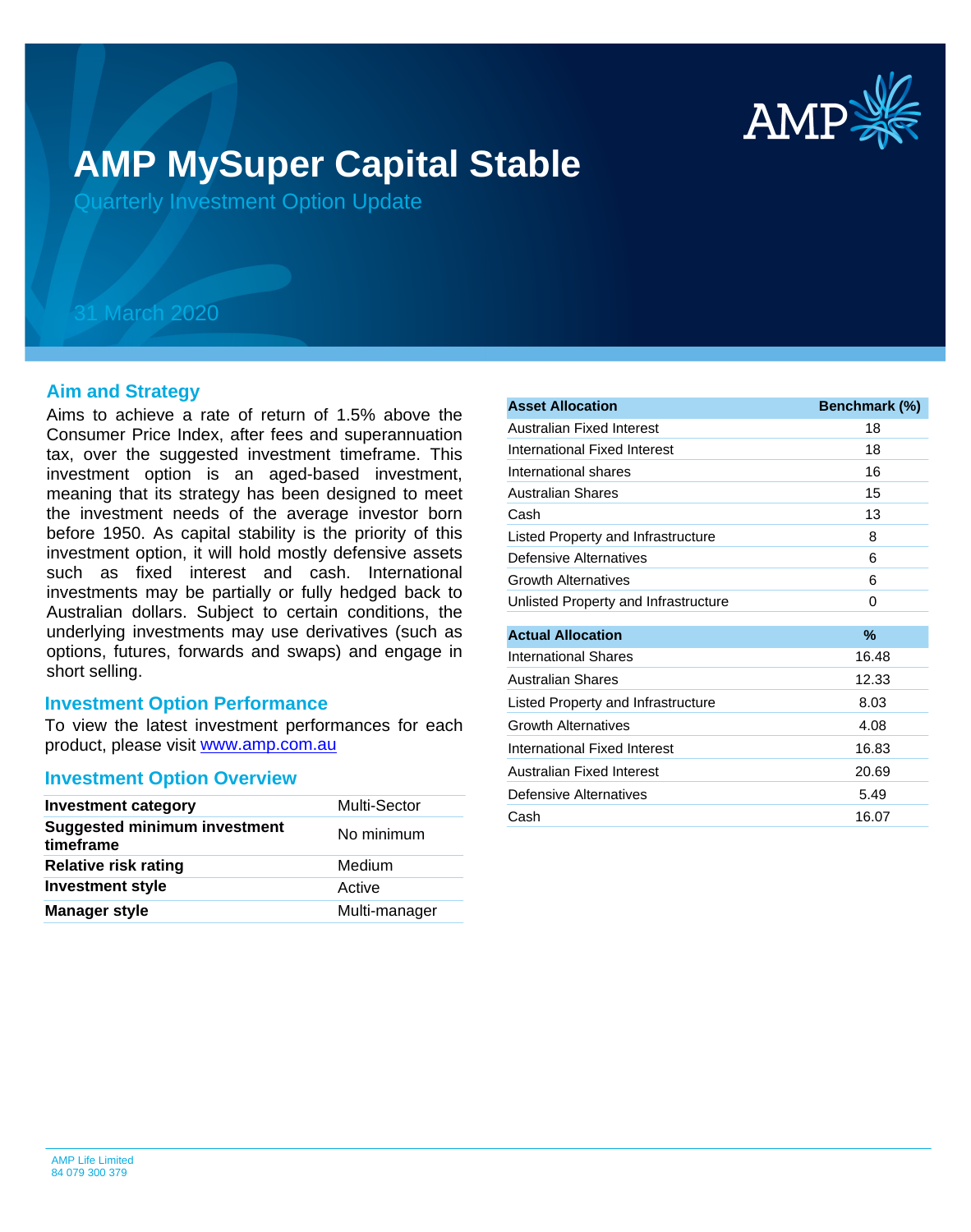# AMP MySuper Capital Stable

## Quarterly Investment Option Update

31 March 2020

## Aim and Strategy

Aims to achieve a rate of return of 1.5% above the Consumer Price Index, after fees and superannuation tax, over the suggested investment timeframe. This investment option is an aged-based investment, meaning that its strategy has been designed to meet the investment needs of the average investor born before 1950. As capital stability is the priority of this investment option, it will hold mostly defensive assets such as fixed interest and cash. International investments may be partially or fully hedged back to Australian dollars. Subject to certain conditions, the underlying investments may use derivatives (such as options, futures, forwards and swaps) and engage in short selling.

## Investment Option Performance

To view the latest investment performances for each product, please visit www.amp.com.au

## Investment Option Overview

| | |
|---|---|
| **Investment category** | Multi-Sector |
| **Suggested minimum investment timeframe** | No minimum |
| **Relative risk rating** | Medium |
| **Investment style** | Active |
| **Manager style** | Multi-manager |

| Asset Allocation | Benchmark (%) |
|---|---|
| Australian Fixed Interest | 18 |
| International Fixed Interest | 18 |
| International shares | 16 |
| Australian Shares | 15 |
| Cash | 13 |
| Listed Property and Infrastructure | 8 |
| Defensive Alternatives | 6 |
| Growth Alternatives | 6 |
| Unlisted Property and Infrastructure | 0 |

| Actual Allocation | % |
|---|---|
| International Shares | 16.48 |
| Australian Shares | 12.33 |
| Listed Property and Infrastructure | 8.03 |
| Growth Alternatives | 4.08 |
| International Fixed Interest | 16.83 |
| Australian Fixed Interest | 20.69 |
| Defensive Alternatives | 5.49 |
| Cash | 16.07 |

AMP Life Limited
84 079 300 379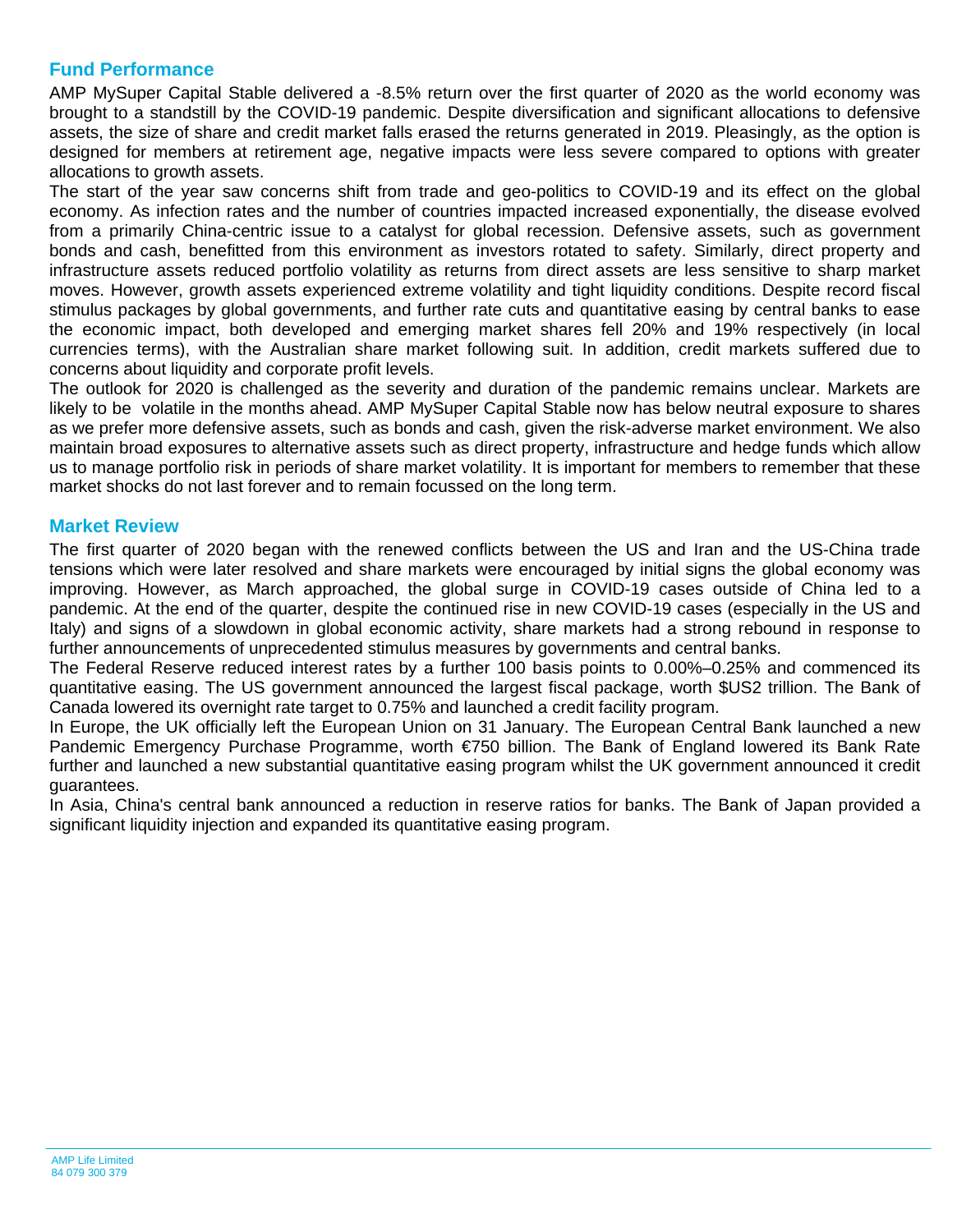## Fund Performance

AMP MySuper Capital Stable delivered a -8.5% return over the first quarter of 2020 as the world economy was brought to a standstill by the COVID-19 pandemic. Despite diversification and significant allocations to defensive assets, the size of share and credit market falls erased the returns generated in 2019. Pleasingly, as the option is designed for members at retirement age, negative impacts were less severe compared to options with greater allocations to growth assets.

The start of the year saw concerns shift from trade and geo-politics to COVID-19 and its effect on the global economy. As infection rates and the number of countries impacted increased exponentially, the disease evolved from a primarily China-centric issue to a catalyst for global recession. Defensive assets, such as government bonds and cash, benefitted from this environment as investors rotated to safety. Similarly, direct property and infrastructure assets reduced portfolio volatility as returns from direct assets are less sensitive to sharp market moves. However, growth assets experienced extreme volatility and tight liquidity conditions. Despite record fiscal stimulus packages by global governments, and further rate cuts and quantitative easing by central banks to ease the economic impact, both developed and emerging market shares fell 20% and 19% respectively (in local currencies terms), with the Australian share market following suit. In addition, credit markets suffered due to concerns about liquidity and corporate profit levels.

The outlook for 2020 is challenged as the severity and duration of the pandemic remains unclear. Markets are likely to be volatile in the months ahead. AMP MySuper Capital Stable now has below neutral exposure to shares as we prefer more defensive assets, such as bonds and cash, given the risk-adverse market environment. We also maintain broad exposures to alternative assets such as direct property, infrastructure and hedge funds which allow us to manage portfolio risk in periods of share market volatility. It is important for members to remember that these market shocks do not last forever and to remain focussed on the long term.

## Market Review

The first quarter of 2020 began with the renewed conflicts between the US and Iran and the US-China trade tensions which were later resolved and share markets were encouraged by initial signs the global economy was improving. However, as March approached, the global surge in COVID-19 cases outside of China led to a pandemic. At the end of the quarter, despite the continued rise in new COVID-19 cases (especially in the US and Italy) and signs of a slowdown in global economic activity, share markets had a strong rebound in response to further announcements of unprecedented stimulus measures by governments and central banks.

The Federal Reserve reduced interest rates by a further 100 basis points to 0.00%–0.25% and commenced its quantitative easing. The US government announced the largest fiscal package, worth $US2 trillion. The Bank of Canada lowered its overnight rate target to 0.75% and launched a credit facility program.

In Europe, the UK officially left the European Union on 31 January. The European Central Bank launched a new Pandemic Emergency Purchase Programme, worth €750 billion. The Bank of England lowered its Bank Rate further and launched a new substantial quantitative easing program whilst the UK government announced it credit guarantees.

In Asia, China's central bank announced a reduction in reserve ratios for banks. The Bank of Japan provided a significant liquidity injection and expanded its quantitative easing program.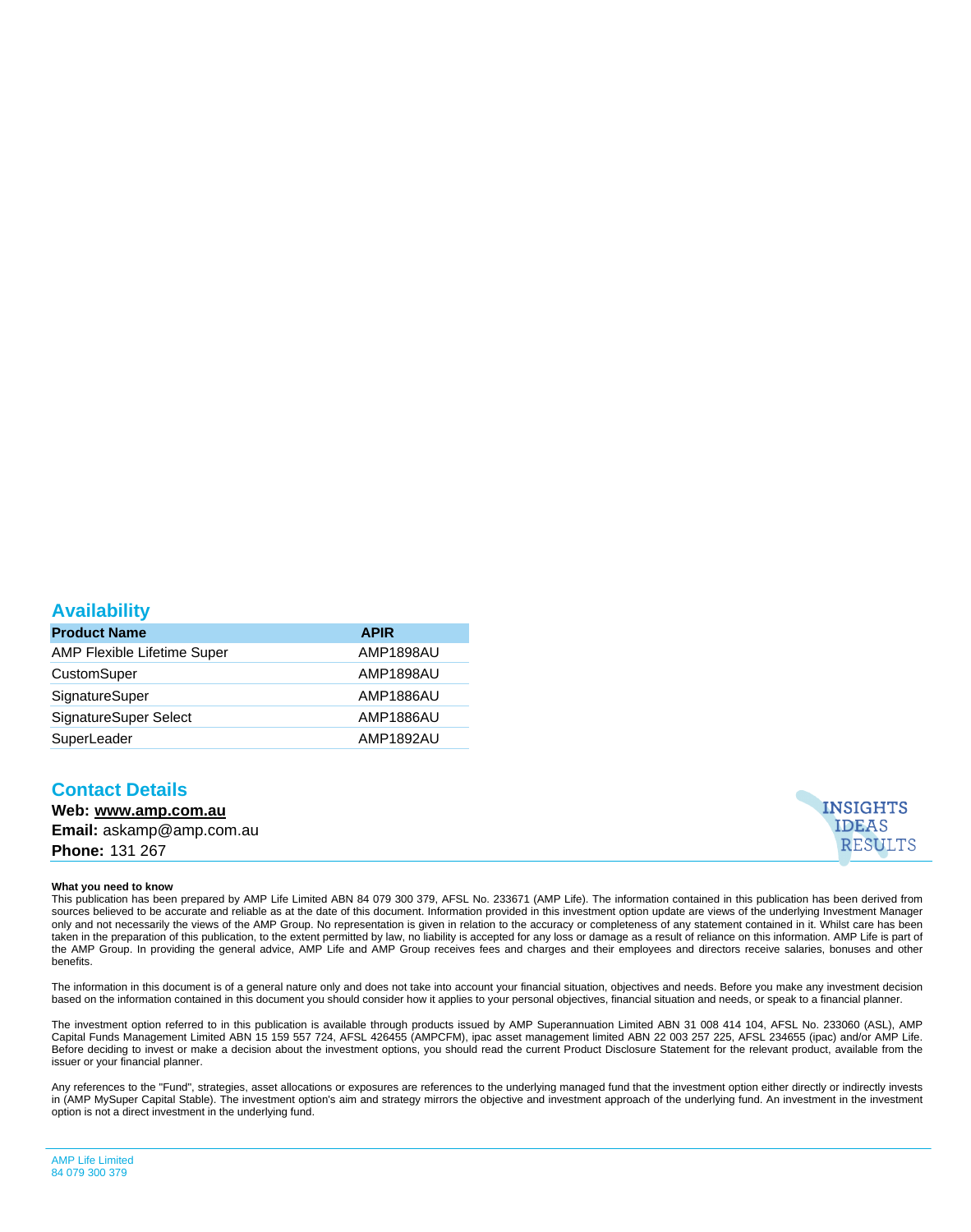## Availability

| Product Name | APIR |
| --- | --- |
| AMP Flexible Lifetime Super | AMP1898AU |
| CustomSuper | AMP1898AU |
| SignatureSuper | AMP1886AU |
| SignatureSuper Select | AMP1886AU |
| SuperLeader | AMP1892AU |

## Contact Details

**Web:** **www.amp.com.au**
**Email:** askamp@amp.com.au
**Phone:** 131 267

INSIGHTS
IDEAS
RESULTS

**What you need to know**
This publication has been prepared by AMP Life Limited ABN 84 079 300 379, AFSL No. 233671 (AMP Life). The information contained in this publication has been derived from sources believed to be accurate and reliable as at the date of this document. Information provided in this investment option update are views of the underlying Investment Manager only and not necessarily the views of the AMP Group. No representation is given in relation to the accuracy or completeness of any statement contained in it. Whilst care has been taken in the preparation of this publication, to the extent permitted by law, no liability is accepted for any loss or damage as a result of reliance on this information. AMP Life is part of the AMP Group. In providing the general advice, AMP Life and AMP Group receives fees and charges and their employees and directors receive salaries, bonuses and other benefits.

The information in this document is of a general nature only and does not take into account your financial situation, objectives and needs. Before you make any investment decision based on the information contained in this document you should consider how it applies to your personal objectives, financial situation and needs, or speak to a financial planner.

The investment option referred to in this publication is available through products issued by AMP Superannuation Limited ABN 31 008 414 104, AFSL No. 233060 (ASL), AMP Capital Funds Management Limited ABN 15 159 557 724, AFSL 426455 (AMPCFM), ipac asset management limited ABN 22 003 257 225, AFSL 234655 (ipac) and/or AMP Life. Before deciding to invest or make a decision about the investment options, you should read the current Product Disclosure Statement for the relevant product, available from the issuer or your financial planner.

Any references to the "Fund", strategies, asset allocations or exposures are references to the underlying managed fund that the investment option either directly or indirectly invests in (AMP MySuper Capital Stable). The investment option's aim and strategy mirrors the objective and investment approach of the underlying fund. An investment in the investment option is not a direct investment in the underlying fund.

AMP Life Limited
84 079 300 379